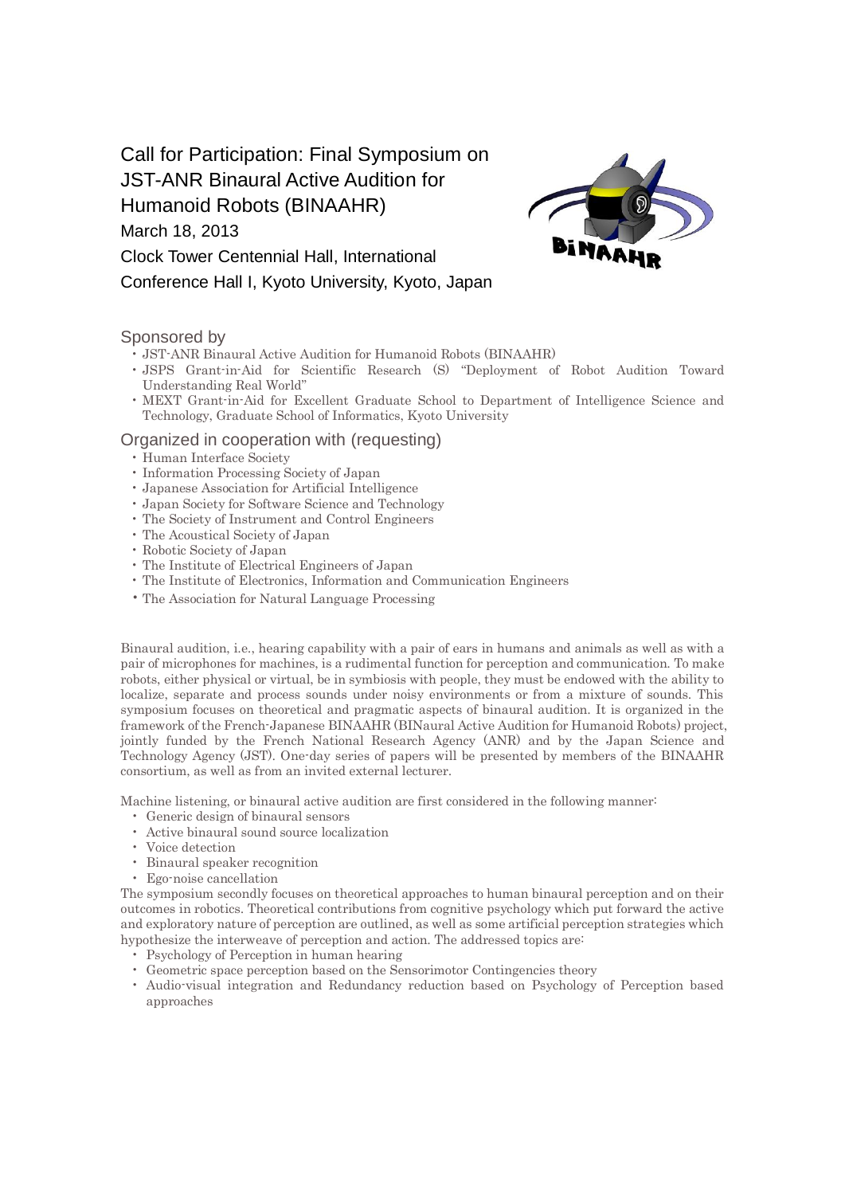# Call for Participation: Final Symposium on JST-ANR Binaural Active Audition for Humanoid Robots (BINAAHR)

March 18, 2013

Clock Tower Centennial Hall, International Conference Hall I, Kyoto University, Kyoto, Japan

## Sponsored by

- JST-ANR Binaural Active Audition for Humanoid Robots (BINAAHR)
- JSPS Grant-in-Aid for Scientific Research (S) "Deployment of Robot Audition Toward Understanding Real World"
- MEXT Grant-in-Aid for Excellent Graduate School to Department of Intelligence Science and Technology, Graduate School of Informatics, Kyoto University

## Organized in cooperation with (requesting)

- Human Interface Society
- Information Processing Society of Japan
- Japanese Association for Artificial Intelligence
- Japan Society for Software Science and Technology
- The Society of Instrument and Control Engineers
- The Acoustical Society of Japan
- Robotic Society of Japan
- The Institute of Electrical Engineers of Japan
- The Institute of Electronics, Information and Communication Engineers
- The Association for Natural Language Processing

Binaural audition, i.e., hearing capability with a pair of ears in humans and animals as well as with a pair of microphones for machines, is a rudimental function for perception and communication. To make robots, either physical or virtual, be in symbiosis with people, they must be endowed with the ability to localize, separate and process sounds under noisy environments or from a mixture of sounds. This symposium focuses on theoretical and pragmatic aspects of binaural audition. It is organized in the framework of the French-Japanese BINAAHR (BINaural Active Audition for Humanoid Robots) project, jointly funded by the French National Research Agency (ANR) and by the Japan Science and Technology Agency (JST). One-day series of papers will be presented by members of the BINAAHR consortium, as well as from an invited external lecturer.

Machine listening, or binaural active audition are first considered in the following manner:

- Generic design of binaural sensors
- Active binaural sound source localization
- Voice detection
- Binaural speaker recognition
- Ego-noise cancellation

The symposium secondly focuses on theoretical approaches to human binaural perception and on their outcomes in robotics. Theoretical contributions from cognitive psychology which put forward the active and exploratory nature of perception are outlined, as well as some artificial perception strategies which hypothesize the interweave of perception and action. The addressed topics are:

- Psychology of Perception in human hearing
- Geometric space perception based on the Sensorimotor Contingencies theory
- Audio-visual integration and Redundancy reduction based on Psychology of Perception based approaches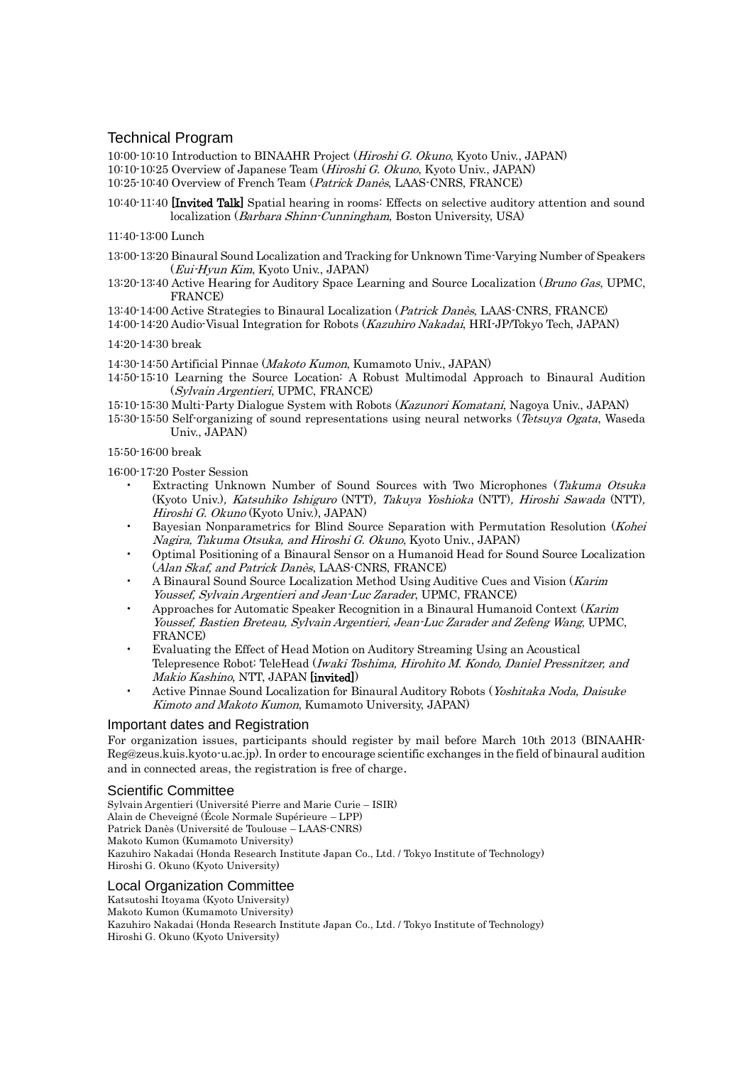## Technical Program

10:00-10:10 Introduction to BINAAHR Project (*Hiroshi G. Okuno*, Kyoto Univ., JAPAN)
10:10-10:25 Overview of Japanese Team (*Hiroshi G. Okuno*, Kyoto Univ., JAPAN)
10:25-10:40 Overview of French Team (*Patrick Danès*, LAAS-CNRS, FRANCE)

10:40-11:40 **[Invited Talk]** Spatial hearing in rooms: Effects on selective auditory attention and sound localization (*Barbara Shinn-Cunningham*, Boston University, USA)

11:40-13:00 Lunch

13:00-13:20 Binaural Sound Localization and Tracking for Unknown Time-Varying Number of Speakers (*Eui-Hyun Kim*, Kyoto Univ., JAPAN)
13:20-13:40 Active Hearing for Auditory Space Learning and Source Localization (*Bruno Gas*, UPMC, FRANCE)
13:40-14:00 Active Strategies to Binaural Localization (*Patrick Danès*, LAAS-CNRS, FRANCE)
14:00-14:20 Audio-Visual Integration for Robots (*Kazuhiro Nakadai*, HRI-JP/Tokyo Tech, JAPAN)

14:20-14:30 break

14:30-14:50 Artificial Pinnae (*Makoto Kumon*, Kumamoto Univ., JAPAN)
14:50-15:10 Learning the Source Location: A Robust Multimodal Approach to Binaural Audition (*Sylvain Argentieri*, UPMC, FRANCE)
15:10-15:30 Multi-Party Dialogue System with Robots (*Kazunori Komatani*, Nagoya Univ., JAPAN)
15:30-15:50 Self-organizing of sound representations using neural networks (*Tetsuya Ogata*, Waseda Univ., JAPAN)

15:50-16:00 break

16:00-17:20 Poster Session

- Extracting Unknown Number of Sound Sources with Two Microphones (*Takuma Otsuka* (Kyoto Univ.), *Katsuhiko Ishiguro* (NTT), *Takuya Yoshioka* (NTT), *Hiroshi Sawada* (NTT), *Hiroshi G. Okuno* (Kyoto Univ.), JAPAN)
- Bayesian Nonparametrics for Blind Source Separation with Permutation Resolution (*Kohei Nagira, Takuma Otsuka, and Hiroshi G. Okuno*, Kyoto Univ., JAPAN)
- Optimal Positioning of a Binaural Sensor on a Humanoid Head for Sound Source Localization (*Alan Skaf, and Patrick Danès*, LAAS-CNRS, FRANCE)
- A Binaural Sound Source Localization Method Using Auditive Cues and Vision (*Karim Youssef, Sylvain Argentieri and Jean-Luc Zarader*, UPMC, FRANCE)
- Approaches for Automatic Speaker Recognition in a Binaural Humanoid Context (*Karim Youssef, Bastien Breteau, Sylvain Argentieri, Jean-Luc Zarader and Zefeng Wang*, UPMC, FRANCE)
- Evaluating the Effect of Head Motion on Auditory Streaming Using an Acoustical Telepresence Robot: TeleHead (*Iwaki Toshima, Hirohito M. Kondo, Daniel Pressnitzer, and Makio Kashino*, NTT, JAPAN **[invited]**)
- Active Pinnae Sound Localization for Binaural Auditory Robots (*Yoshitaka Noda, Daisuke Kimoto and Makoto Kumon*, Kumamoto University, JAPAN)

## Important dates and Registration

For organization issues, participants should register by mail before March 10th 2013 (BINAAHR-Reg@zeus.kuis.kyoto-u.ac.jp). In order to encourage scientific exchanges in the field of binaural audition and in connected areas, the registration is free of charge.

## Scientific Committee

Sylvain Argentieri (Université Pierre and Marie Curie – ISIR)
Alain de Cheveigné (École Normale Supérieure – LPP)
Patrick Danès (Université de Toulouse – LAAS-CNRS)
Makoto Kumon (Kumamoto University)
Kazuhiro Nakadai (Honda Research Institute Japan Co., Ltd. / Tokyo Institute of Technology)
Hiroshi G. Okuno (Kyoto University)

## Local Organization Committee

Katsutoshi Itoyama (Kyoto University)
Makoto Kumon (Kumamoto University)
Kazuhiro Nakadai (Honda Research Institute Japan Co., Ltd. / Tokyo Institute of Technology)
Hiroshi G. Okuno (Kyoto University)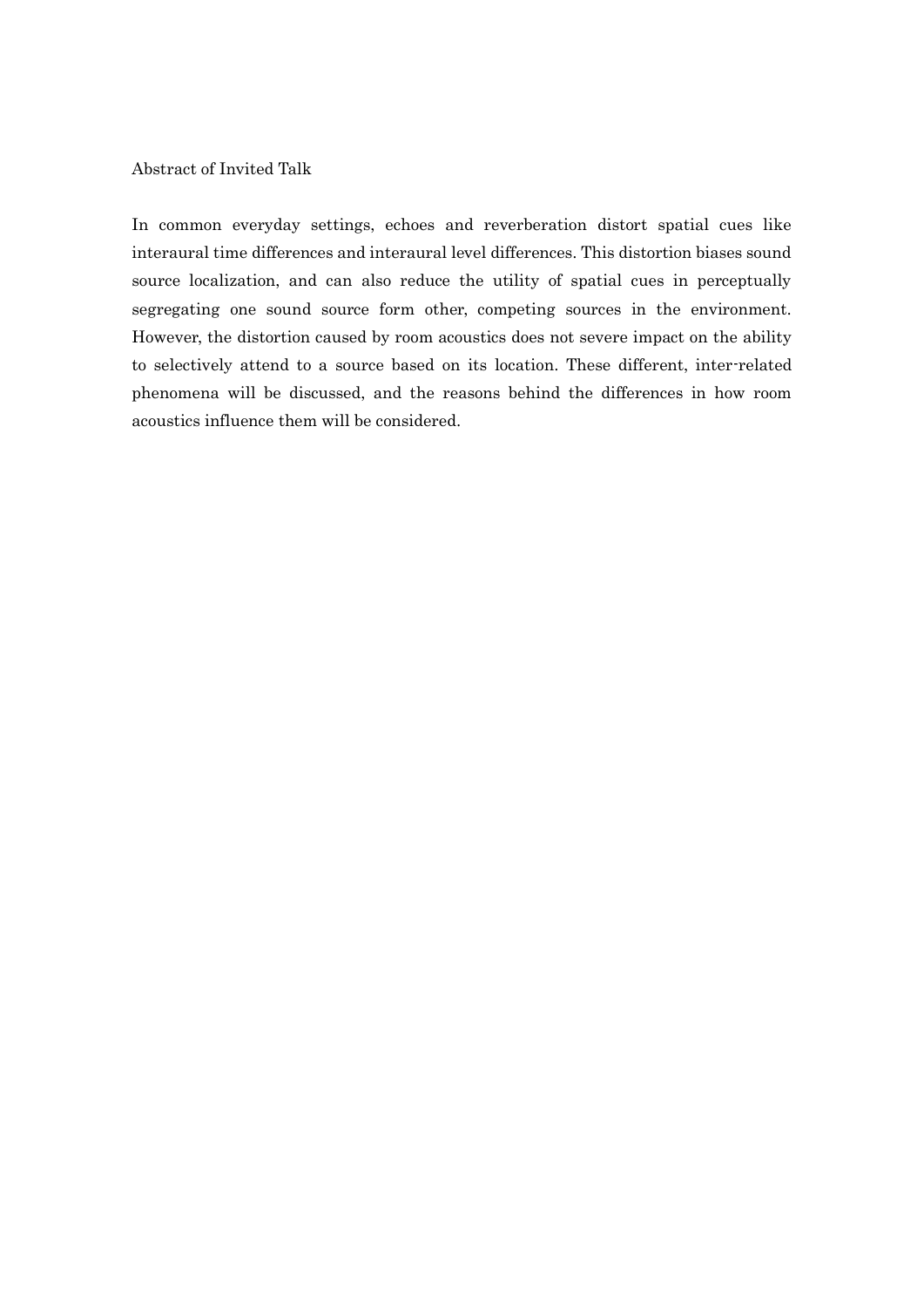Abstract of Invited Talk

In common everyday settings, echoes and reverberation distort spatial cues like interaural time differences and interaural level differences. This distortion biases sound source localization, and can also reduce the utility of spatial cues in perceptually segregating one sound source form other, competing sources in the environment. However, the distortion caused by room acoustics does not severe impact on the ability to selectively attend to a source based on its location. These different, inter-related phenomena will be discussed, and the reasons behind the differences in how room acoustics influence them will be considered.